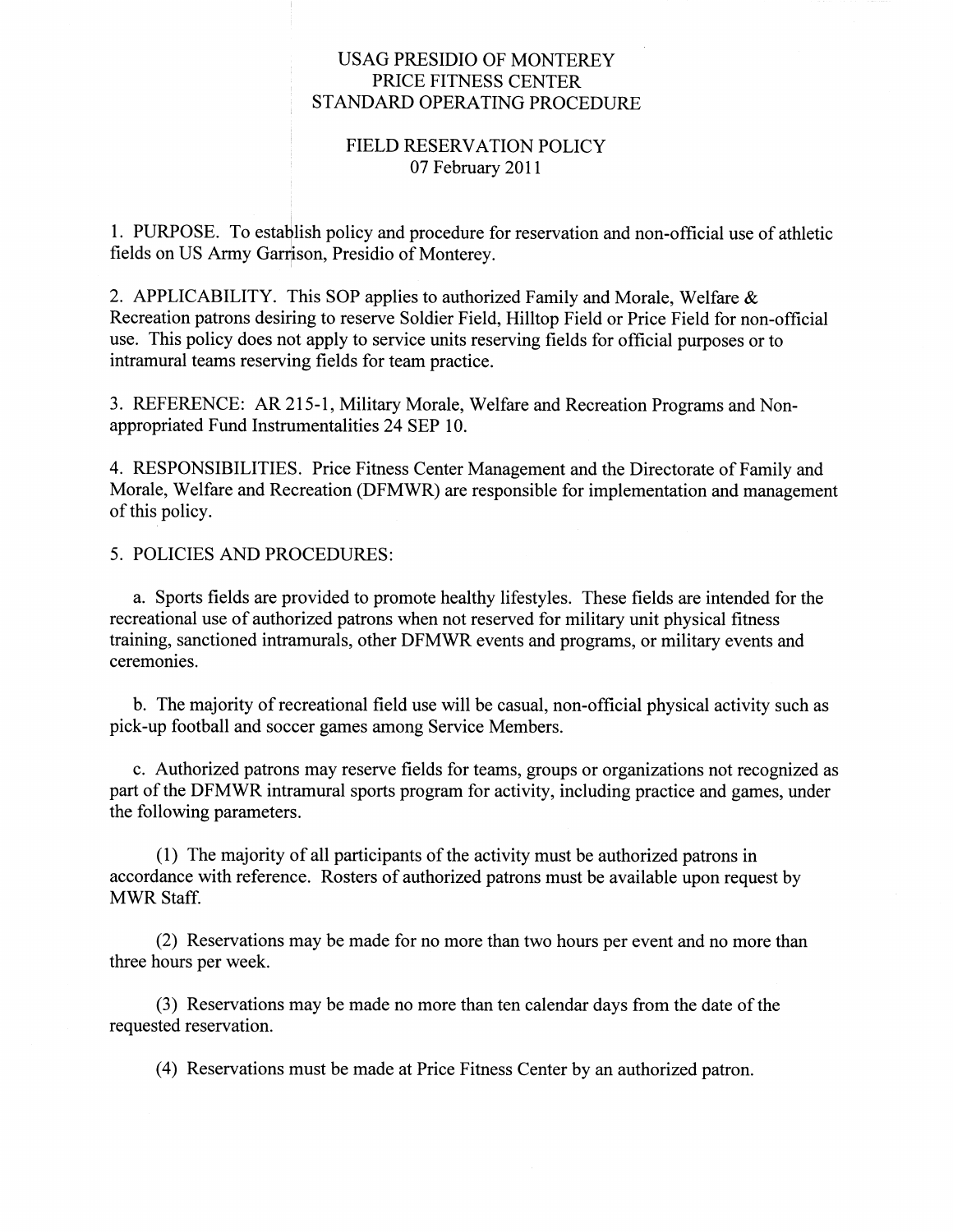USAG PRESIDIO OF MONTEREY
PRICE FITNESS CENTER
STANDARD OPERATING PROCEDURE

FIELD RESERVATION POLICY
07 February 2011

1. PURPOSE. To establish policy and procedure for reservation and non-official use of athletic fields on US Army Garrison, Presidio of Monterey.

2. APPLICABILITY. This SOP applies to authorized Family and Morale, Welfare & Recreation patrons desiring to reserve Soldier Field, Hilltop Field or Price Field for non-official use. This policy does not apply to service units reserving fields for official purposes or to intramural teams reserving fields for team practice.

3. REFERENCE: AR 215-1, Military Morale, Welfare and Recreation Programs and Non-appropriated Fund Instrumentalities 24 SEP 10.

4. RESPONSIBILITIES. Price Fitness Center Management and the Directorate of Family and Morale, Welfare and Recreation (DFMWR) are responsible for implementation and management of this policy.

5. POLICIES AND PROCEDURES:

a. Sports fields are provided to promote healthy lifestyles. These fields are intended for the recreational use of authorized patrons when not reserved for military unit physical fitness training, sanctioned intramurals, other DFMWR events and programs, or military events and ceremonies.

b. The majority of recreational field use will be casual, non-official physical activity such as pick-up football and soccer games among Service Members.

c. Authorized patrons may reserve fields for teams, groups or organizations not recognized as part of the DFMWR intramural sports program for activity, including practice and games, under the following parameters.

(1) The majority of all participants of the activity must be authorized patrons in accordance with reference. Rosters of authorized patrons must be available upon request by MWR Staff.

(2) Reservations may be made for no more than two hours per event and no more than three hours per week.

(3) Reservations may be made no more than ten calendar days from the date of the requested reservation.

(4) Reservations must be made at Price Fitness Center by an authorized patron.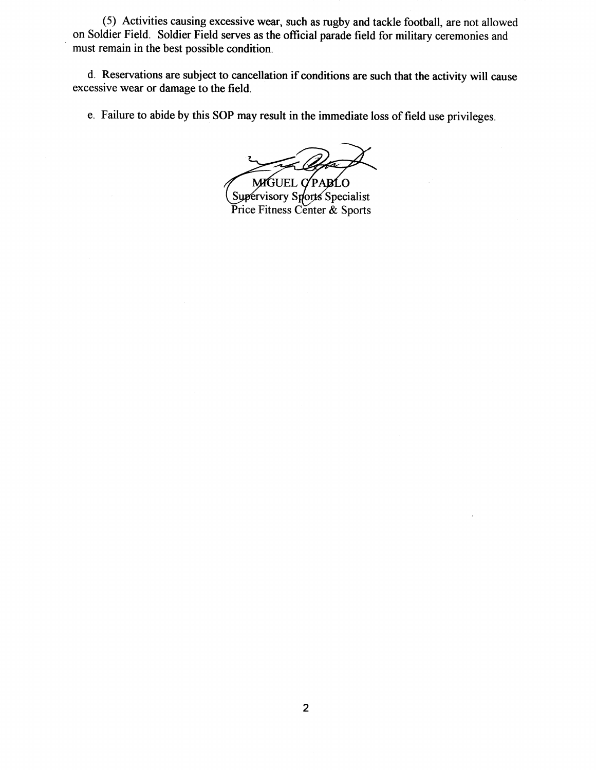(5) Activities causing excessive wear, such as rugby and tackle football, are not allowed on Soldier Field. Soldier Field serves as the official parade field for military ceremonies and must remain in the best possible condition.

d. Reservations are subject to cancellation if conditions are such that the activity will cause excessive wear or damage to the field.

e. Failure to abide by this SOP may result in the immediate loss of field use privileges.

MIGUEL C PABLO
Supervisory Sports Specialist
Price Fitness Center & Sports